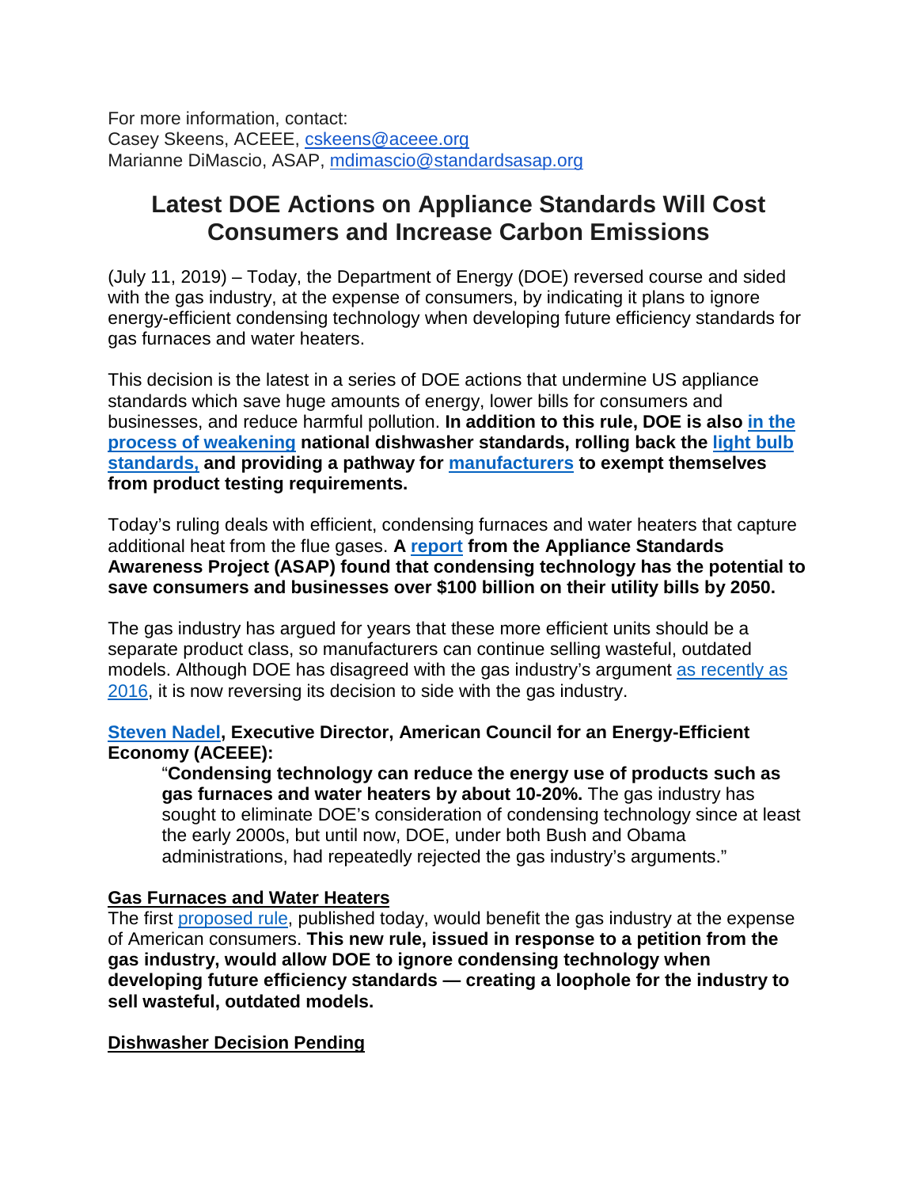For more information, contact:
Casey Skeens, ACEEE, cskeens@aceee.org
Marianne DiMascio, ASAP, mdimascio@standardsasap.org

# Latest DOE Actions on Appliance Standards Will Cost Consumers and Increase Carbon Emissions

(July 11, 2019) – Today, the Department of Energy (DOE) reversed course and sided with the gas industry, at the expense of consumers, by indicating it plans to ignore energy-efficient condensing technology when developing future efficiency standards for gas furnaces and water heaters.

This decision is the latest in a series of DOE actions that undermine US appliance standards which save huge amounts of energy, lower bills for consumers and businesses, and reduce harmful pollution. **In addition to this rule, DOE is also in the process of weakening national dishwasher standards, rolling back the light bulb standards, and providing a pathway for manufacturers to exempt themselves from product testing requirements.**

Today's ruling deals with efficient, condensing furnaces and water heaters that capture additional heat from the flue gases. **A report from the Appliance Standards Awareness Project (ASAP) found that condensing technology has the potential to save consumers and businesses over $100 billion on their utility bills by 2050.**

The gas industry has argued for years that these more efficient units should be a separate product class, so manufacturers can continue selling wasteful, outdated models. Although DOE has disagreed with the gas industry's argument as recently as 2016, it is now reversing its decision to side with the gas industry.

**Steven Nadel, Executive Director, American Council for an Energy-Efficient Economy (ACEEE):**

> "**Condensing technology can reduce the energy use of products such as gas furnaces and water heaters by about 10-20%.** The gas industry has sought to eliminate DOE's consideration of condensing technology since at least the early 2000s, but until now, DOE, under both Bush and Obama administrations, had repeatedly rejected the gas industry's arguments."

**Gas Furnaces and Water Heaters**

The first proposed rule, published today, would benefit the gas industry at the expense of American consumers. **This new rule, issued in response to a petition from the gas industry, would allow DOE to ignore condensing technology when developing future efficiency standards — creating a loophole for the industry to sell wasteful, outdated models.**

**Dishwasher Decision Pending**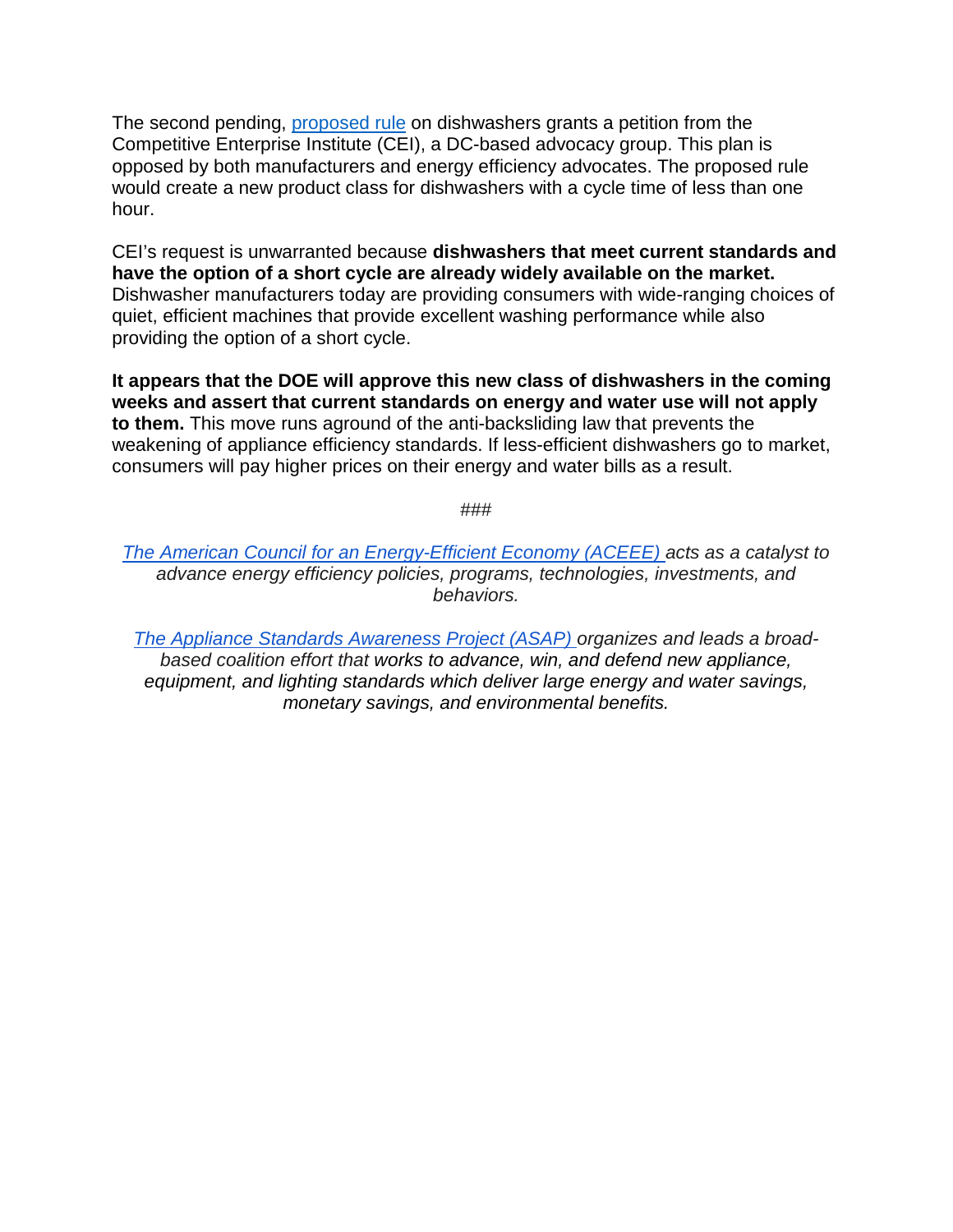The second pending, proposed rule on dishwashers grants a petition from the Competitive Enterprise Institute (CEI), a DC-based advocacy group. This plan is opposed by both manufacturers and energy efficiency advocates. The proposed rule would create a new product class for dishwashers with a cycle time of less than one hour.

CEI's request is unwarranted because **dishwashers that meet current standards and have the option of a short cycle are already widely available on the market.** Dishwasher manufacturers today are providing consumers with wide-ranging choices of quiet, efficient machines that provide excellent washing performance while also providing the option of a short cycle.

**It appears that the DOE will approve this new class of dishwashers in the coming weeks and assert that current standards on energy and water use will not apply to them.** This move runs aground of the anti-backsliding law that prevents the weakening of appliance efficiency standards. If less-efficient dishwashers go to market, consumers will pay higher prices on their energy and water bills as a result.

###

*The American Council for an Energy-Efficient Economy (ACEEE) acts as a catalyst to advance energy efficiency policies, programs, technologies, investments, and behaviors.*

*The Appliance Standards Awareness Project (ASAP) organizes and leads a broad-based coalition effort that works to advance, win, and defend new appliance, equipment, and lighting standards which deliver large energy and water savings, monetary savings, and environmental benefits.*